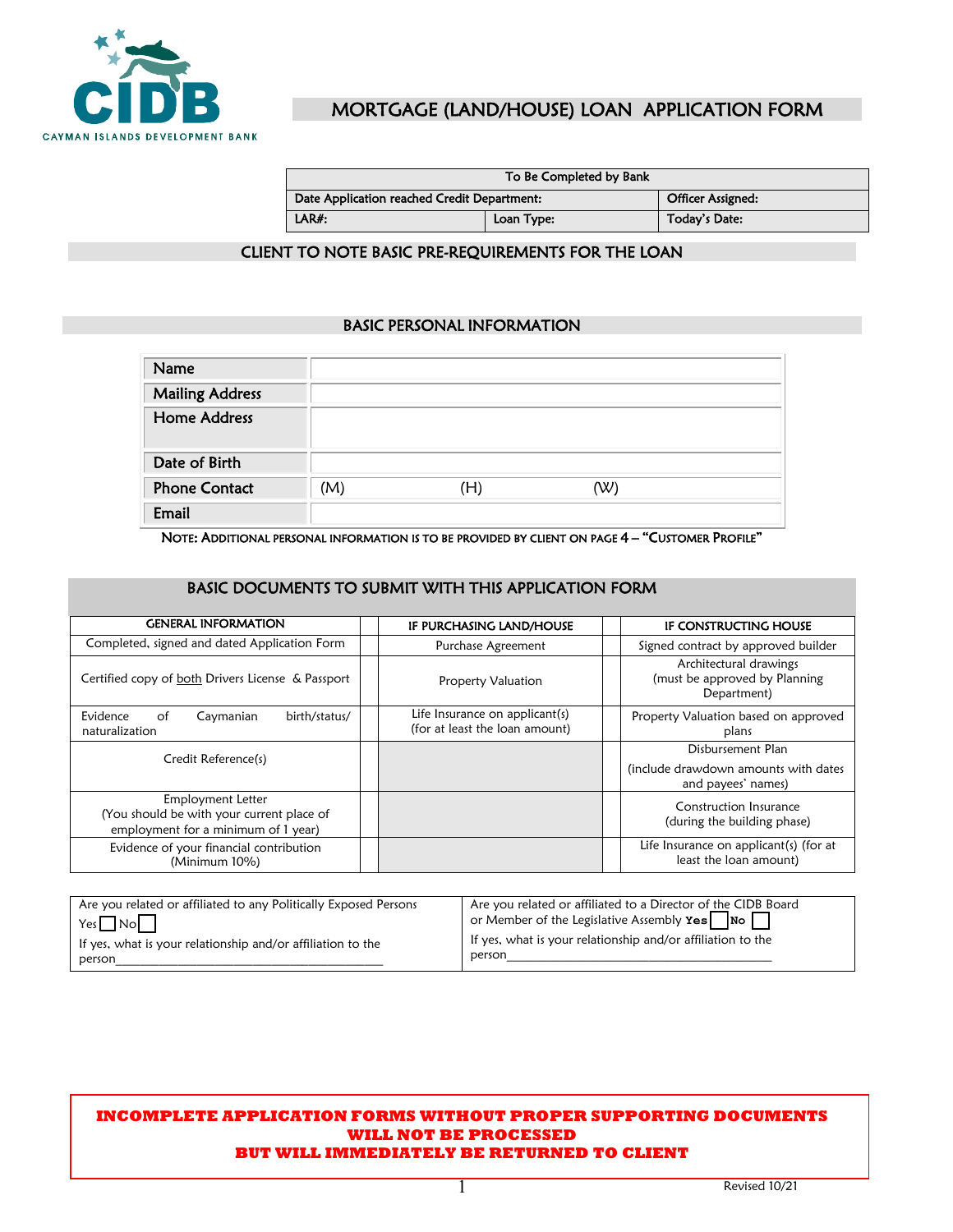CAYMAN ISLANDS DEVELOPMENT BANK

# MORTGAGE (LAND/HOUSE) LOAN APPLICATION FORM

| To Be Completed by Bank | | |
|---|---|---|
| Date Application reached Credit Department: | | Officer Assigned: |
| LAR#: | Loan Type: | Today's Date: |

## CLIENT TO NOTE BASIC PRE-REQUIREMENTS FOR THE LOAN

## BASIC PERSONAL INFORMATION

| | |
|---|---|
| Name | |
| Mailing Address | |
| Home Address | |
| Date of Birth | |
| Phone Contact | (M) (H) (W) |
| Email | |

NOTE: ADDITIONAL PERSONAL INFORMATION IS TO BE PROVIDED BY CLIENT ON PAGE 4 – "CUSTOMER PROFILE"

## BASIC DOCUMENTS TO SUBMIT WITH THIS APPLICATION FORM

| GENERAL INFORMATION | | IF PURCHASING LAND/HOUSE | | IF CONSTRUCTING HOUSE |
|---|---|---|---|---|
| Completed, signed and dated Application Form | | Purchase Agreement | | Signed contract by approved builder |
| Certified copy of both Drivers License & Passport | | Property Valuation | | Architectural drawings (must be approved by Planning Department) |
| Evidence of Caymanian birth/status/ naturalization | | Life Insurance on applicant(s) (for at least the loan amount) | | Property Valuation based on approved plans |
| Credit Reference(s) | | | | Disbursement Plan (include drawdown amounts with dates and payees' names) |
| Employment Letter (You should be with your current place of employment for a minimum of 1 year) | | | | Construction Insurance (during the building phase) |
| Evidence of your financial contribution (Minimum 10%) | | | | Life Insurance on applicant(s) (for at least the loan amount) |

| | |
|---|---|
| Are you related or affiliated to any Politically Exposed Persons Yes ☐ No ☐ If yes, what is your relationship and/or affiliation to the person_______________________________________ | Are you related or affiliated to a Director of the CIDB Board or Member of the Legislative Assembly **Yes** ☐ **No** ☐ If yes, what is your relationship and/or affiliation to the person_______________________________________ |

**INCOMPLETE APPLICATION FORMS WITHOUT PROPER SUPPORTING DOCUMENTS WILL NOT BE PROCESSED BUT WILL IMMEDIATELY BE RETURNED TO CLIENT**

Revised 10/21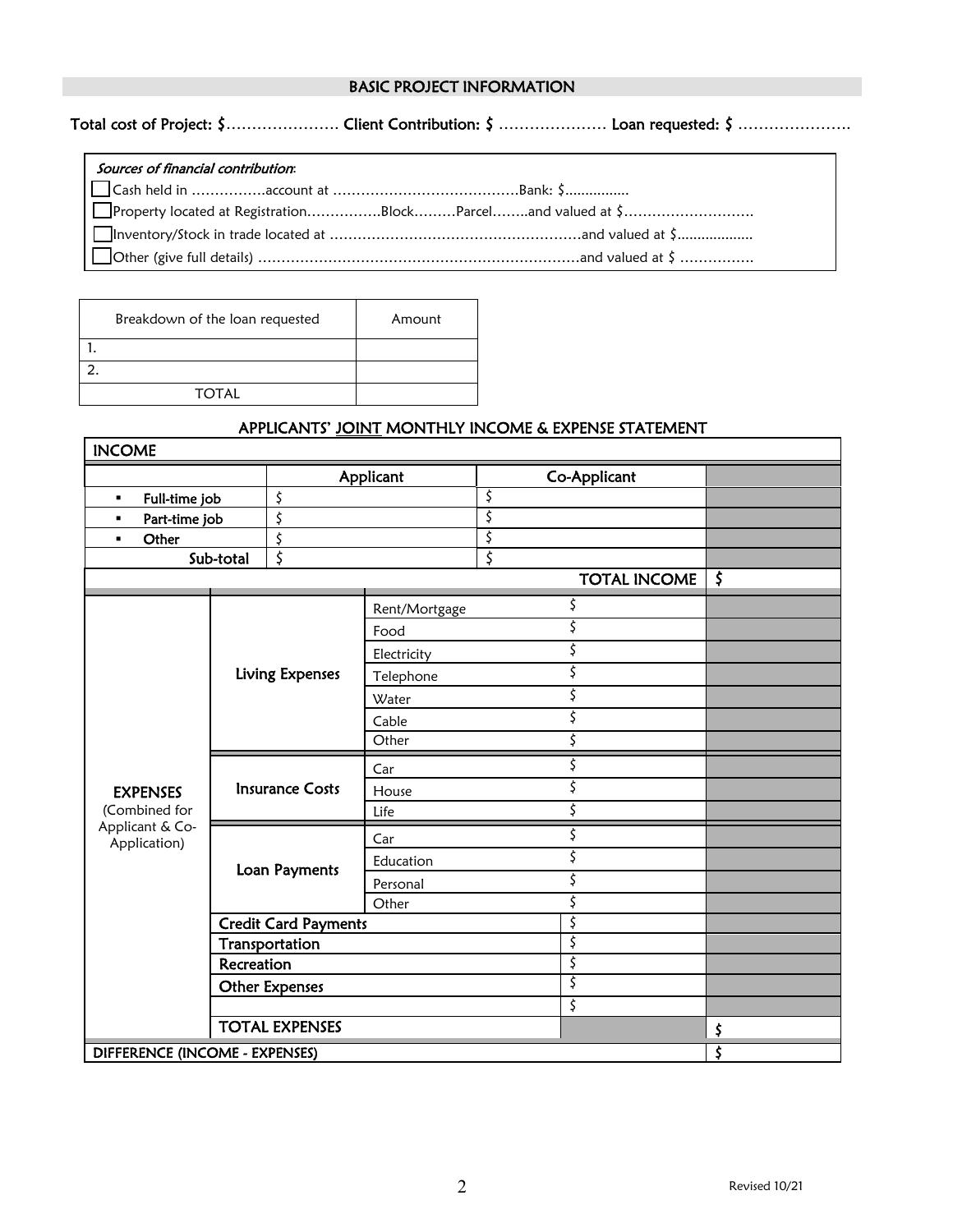## BASIC PROJECT INFORMATION

**Total cost of Project: $…………………. Client Contribution: $ ………………… Loan requested: $ ………………….**

*Sources of financial contribution*:

☐ Cash held in …………….account at …………………………………Bank: $................

☐ Property located at Registration…………….Block………Parcel……..and valued at $……………………….

☐ Inventory/Stock in trade located at ………………………………………………and valued at $..................

☐ Other (give full details) ……………………………………………………………and valued at $ …………….

| Breakdown of the loan requested | Amount |
|---|---|
| 1. | |
| 2. | |
| TOTAL | |

## APPLICANTS' JOINT MONTHLY INCOME & EXPENSE STATEMENT

| INCOME | | | | |
|---|---|---|---|---|
| | | **Applicant** | **Co-Applicant** | |
| ▪ **Full-time job** | | $ | $ | |
| ▪ **Part-time job** | | $ | $ | |
| ▪ **Other** | | $ | $ | |
| **Sub-total** | | $ | $ | |
| | | | **TOTAL INCOME** | $ |
| **EXPENSES** (Combined for Applicant & Co-Application) | **Living Expenses** | Rent/Mortgage | $ | |
| | | Food | $ | |
| | | Electricity | $ | |
| | | Telephone | $ | |
| | | Water | $ | |
| | | Cable | $ | |
| | | Other | $ | |
| | **Insurance Costs** | Car | $ | |
| | | House | $ | |
| | | Life | $ | |
| | **Loan Payments** | Car | $ | |
| | | Education | $ | |
| | | Personal | $ | |
| | | Other | $ | |
| | **Credit Card Payments** | | $ | |
| | **Transportation** | | $ | |
| | **Recreation** | | $ | |
| | **Other Expenses** | | $ | |
| | | | $ | |
| | **TOTAL EXPENSES** | | | $ |
| **DIFFERENCE (INCOME - EXPENSES)** | | | | $ |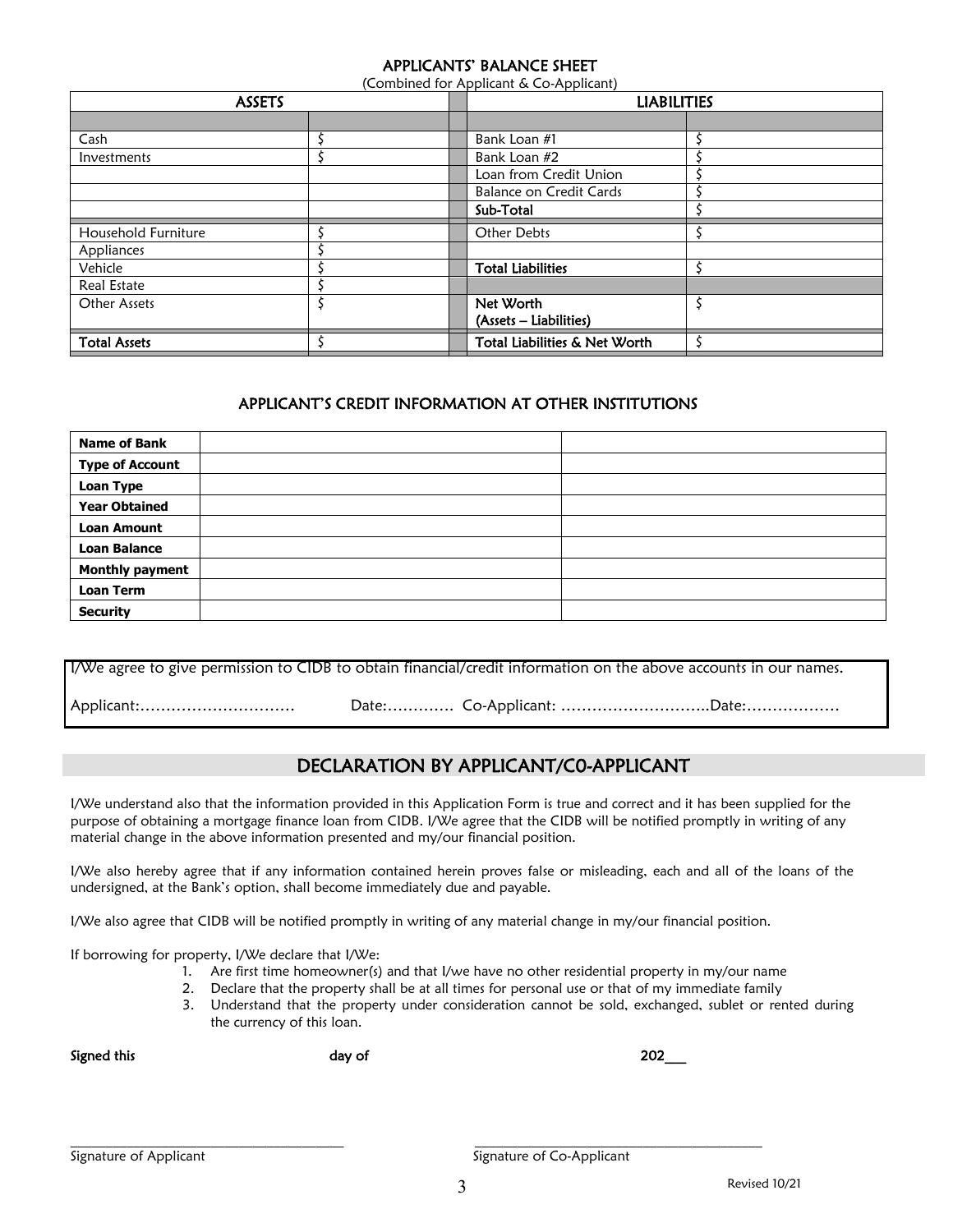## APPLICANTS' BALANCE SHEET

(Combined for Applicant & Co-Applicant)

| ASSETS | | | LIABILITIES | |
|---|---|---|---|---|
| | | | | |
| Cash | $ | | Bank Loan #1 | $ |
| Investments | $ | | Bank Loan #2 | $ |
| | | | Loan from Credit Union | $ |
| | | | Balance on Credit Cards | $ |
| | | | **Sub-Total** | $ |
| Household Furniture | $ | | Other Debts | $ |
| Appliances | $ | | | |
| Vehicle | $ | | **Total Liabilities** | $ |
| Real Estate | $ | | | |
| Other Assets | $ | | **Net Worth (Assets – Liabilities)** | $ |
| **Total Assets** | $ | | **Total Liabilities & Net Worth** | $ |

## APPLICANT'S CREDIT INFORMATION AT OTHER INSTITUTIONS

| | | |
|---|---|---|
| **Name of Bank** | | |
| **Type of Account** | | |
| **Loan Type** | | |
| **Year Obtained** | | |
| **Loan Amount** | | |
| **Loan Balance** | | |
| **Monthly payment** | | |
| **Loan Term** | | |
| **Security** | | |

I/We agree to give permission to CIDB to obtain financial/credit information on the above accounts in our names.

Applicant:………………………… Date:…………. Co-Applicant: ………………………..Date:………………

## DECLARATION BY APPLICANT/C0-APPLICANT

I/We understand also that the information provided in this Application Form is true and correct and it has been supplied for the purpose of obtaining a mortgage finance loan from CIDB. I/We agree that the CIDB will be notified promptly in writing of any material change in the above information presented and my/our financial position.

I/We also hereby agree that if any information contained herein proves false or misleading, each and all of the loans of the undersigned, at the Bank's option, shall become immediately due and payable.

I/We also agree that CIDB will be notified promptly in writing of any material change in my/our financial position.

If borrowing for property, I/We declare that I/We:

1. Are first time homeowner(s) and that I/we have no other residential property in my/our name
2. Declare that the property shall be at all times for personal use or that of my immediate family
3. Understand that the property under consideration cannot be sold, exchanged, sublet or rented during the currency of this loan.

**Signed this** **day of** **202___**

_______________________________ _______________________________

Signature of Applicant Signature of Co-Applicant

Revised 10/21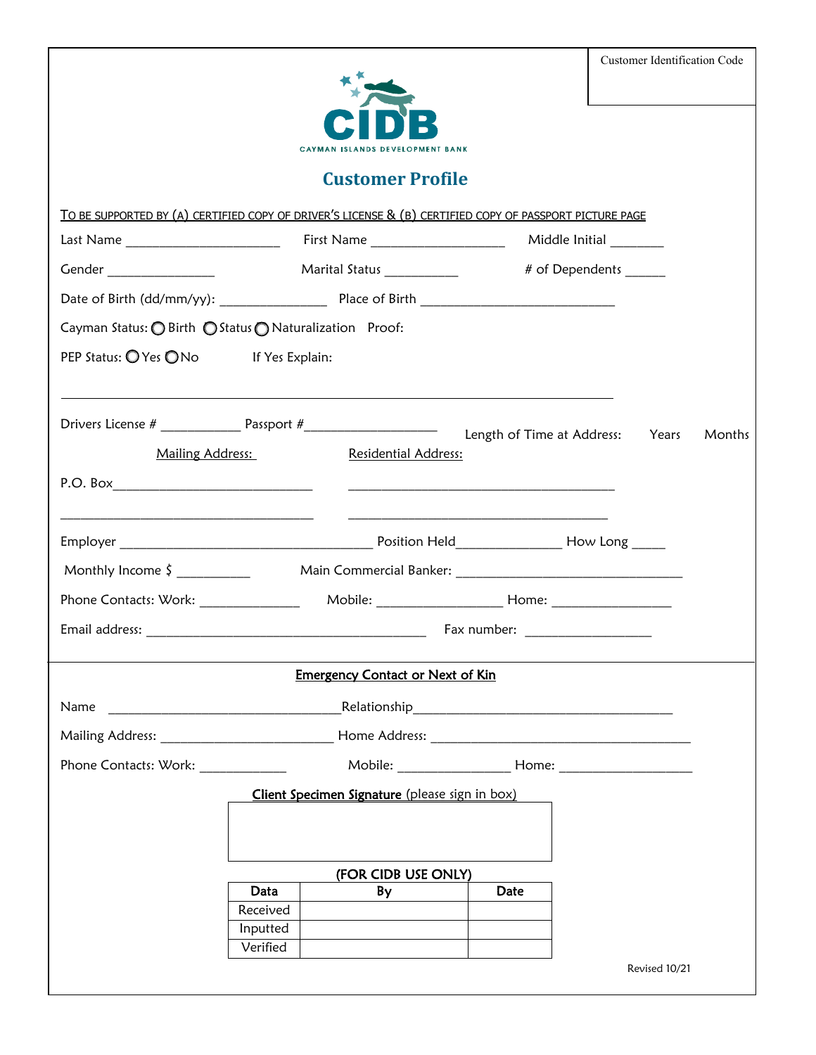Customer Identification Code

CAYMAN ISLANDS DEVELOPMENT BANK

# Customer Profile

TO BE SUPPORTED BY (A) CERTIFIED COPY OF DRIVER'S LICENSE & (B) CERTIFIED COPY OF PASSPORT PICTURE PAGE

Last Name ____________________ First Name __________________ Middle Initial _______

Gender ______________ Marital Status __________ # of Dependents _____

Date of Birth (dd/mm/yy): ______________ Place of Birth __________________________

Cayman Status: ○ Birth ○ Status ○ Naturalization Proof:

PEP Status: ○ Yes ○ No If Yes Explain:

__________________________________________________________________________

Drivers License # __________ Passport #_________________ Length of Time at Address: Years Months

Mailing Address: Residential Address:

P.O. Box__________________________ ___________________________________

_________________________________ ___________________________________

Employer _________________________________ Position Held______________ How Long _____

Monthly Income $ __________ Main Commercial Banker: ______________________________

Phone Contacts: Work: _____________ Mobile: ________________ Home: ________________

Email address: _____________________________________ Fax number: _________________

## Emergency Contact or Next of Kin

Name ______________________________Relationship__________________________________

Mailing Address: ______________________ Home Address: ___________________________________

Phone Contacts: Work: ___________ Mobile: _______________ Home: __________________

**Client Specimen Signature** (please sign in box)

(FOR CIDB USE ONLY)

| Data | By | Date |
|---|---|---|
| Received | | |
| Inputted | | |
| Verified | | |

Revised 10/21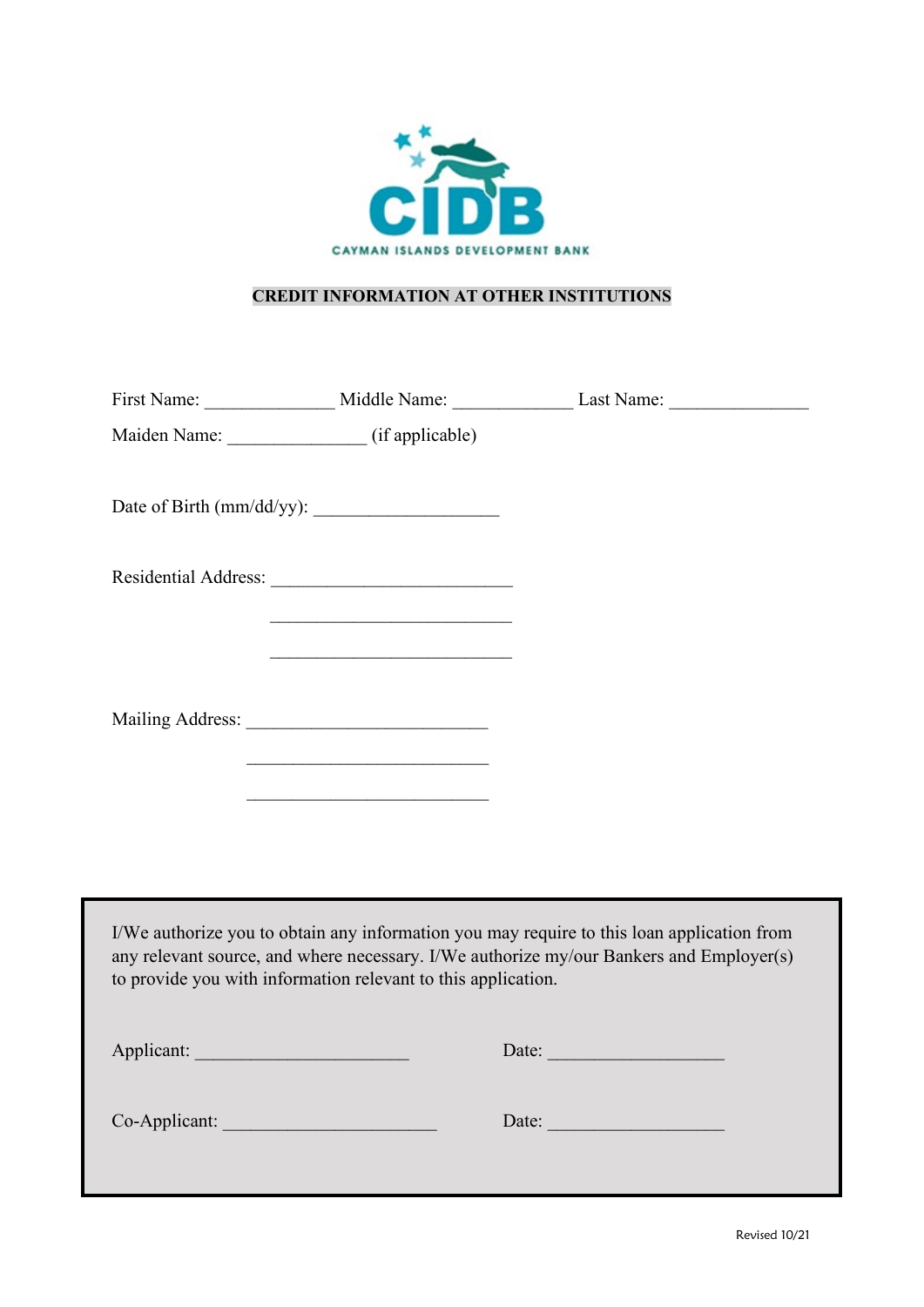CIDB

CAYMAN ISLANDS DEVELOPMENT BANK

## CREDIT INFORMATION AT OTHER INSTITUTIONS

First Name: _____________ Middle Name: ____________ Last Name: ______________

Maiden Name: ______________ (if applicable)

Date of Birth (mm/dd/yy): ___________________

Residential Address: _________________________

_________________________

_________________________

Mailing Address: _________________________

_________________________

_________________________

I/We authorize you to obtain any information you may require to this loan application from any relevant source, and where necessary. I/We authorize my/our Bankers and Employer(s) to provide you with information relevant to this application.

Applicant: ______________________ Date: __________________

Co-Applicant: ______________________ Date: __________________

Revised 10/21